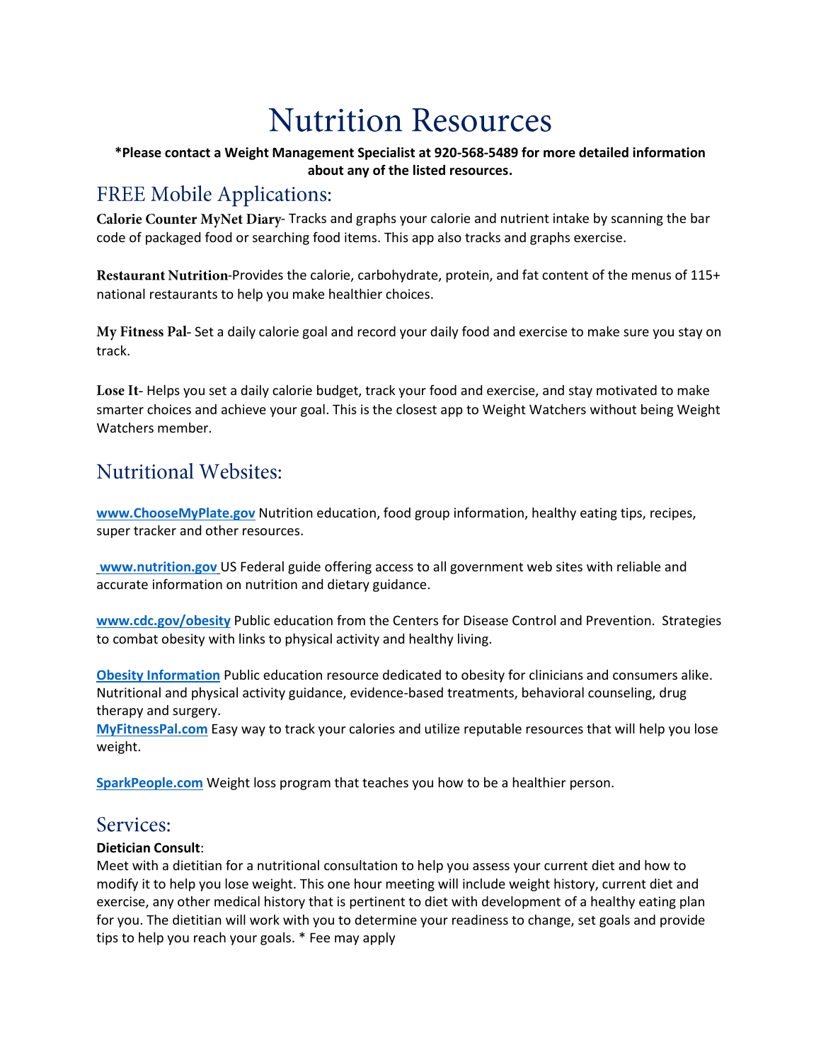# Nutrition Resources

**\*Please contact a Weight Management Specialist at 920-568-5489 for more detailed information about any of the listed resources.**

## FREE Mobile Applications:

**Calorie Counter MyNet Diary**- Tracks and graphs your calorie and nutrient intake by scanning the bar code of packaged food or searching food items. This app also tracks and graphs exercise.

**Restaurant Nutrition**-Provides the calorie, carbohydrate, protein, and fat content of the menus of 115+ national restaurants to help you make healthier choices.

**My Fitness Pal**- Set a daily calorie goal and record your daily food and exercise to make sure you stay on track.

**Lose It**- Helps you set a daily calorie budget, track your food and exercise, and stay motivated to make smarter choices and achieve your goal. This is the closest app to Weight Watchers without being Weight Watchers member.

## Nutritional Websites:

**www.ChooseMyPlate.gov** Nutrition education, food group information, healthy eating tips, recipes, super tracker and other resources.

**www.nutrition.gov** US Federal guide offering access to all government web sites with reliable and accurate information on nutrition and dietary guidance.

**www.cdc.gov/obesity** Public education from the Centers for Disease Control and Prevention. Strategies to combat obesity with links to physical activity and healthy living.

**Obesity Information** Public education resource dedicated to obesity for clinicians and consumers alike. Nutritional and physical activity guidance, evidence-based treatments, behavioral counseling, drug therapy and surgery.

**MyFitnessPal.com** Easy way to track your calories and utilize reputable resources that will help you lose weight.

**SparkPeople.com** Weight loss program that teaches you how to be a healthier person.

## Services:

**Dietician Consult**:

Meet with a dietitian for a nutritional consultation to help you assess your current diet and how to modify it to help you lose weight. This one hour meeting will include weight history, current diet and exercise, any other medical history that is pertinent to diet with development of a healthy eating plan for you. The dietitian will work with you to determine your readiness to change, set goals and provide tips to help you reach your goals. * Fee may apply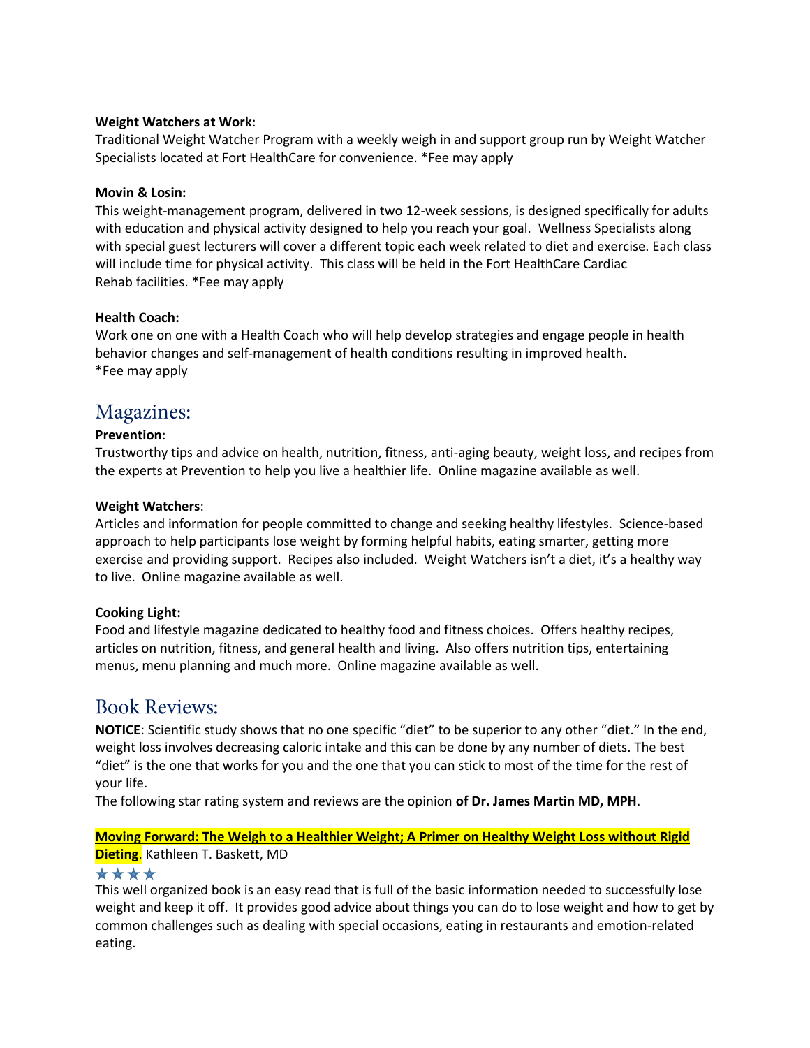**Weight Watchers at Work**:
Traditional Weight Watcher Program with a weekly weigh in and support group run by Weight Watcher Specialists located at Fort HealthCare for convenience. *Fee may apply

**Movin & Losin:**
This weight-management program, delivered in two 12-week sessions, is designed specifically for adults with education and physical activity designed to help you reach your goal. Wellness Specialists along with special guest lecturers will cover a different topic each week related to diet and exercise. Each class will include time for physical activity. This class will be held in the Fort HealthCare Cardiac Rehab facilities. *Fee may apply

**Health Coach:**
Work one on one with a Health Coach who will help develop strategies and engage people in health behavior changes and self-management of health conditions resulting in improved health.
*Fee may apply

## Magazines:

**Prevention**:
Trustworthy tips and advice on health, nutrition, fitness, anti-aging beauty, weight loss, and recipes from the experts at Prevention to help you live a healthier life. Online magazine available as well.

**Weight Watchers**:
Articles and information for people committed to change and seeking healthy lifestyles. Science-based approach to help participants lose weight by forming helpful habits, eating smarter, getting more exercise and providing support. Recipes also included. Weight Watchers isn't a diet, it's a healthy way to live. Online magazine available as well.

**Cooking Light:**
Food and lifestyle magazine dedicated to healthy food and fitness choices. Offers healthy recipes, articles on nutrition, fitness, and general health and living. Also offers nutrition tips, entertaining menus, menu planning and much more. Online magazine available as well.

## Book Reviews:

**NOTICE**: Scientific study shows that no one specific "diet" to be superior to any other "diet." In the end, weight loss involves decreasing caloric intake and this can be done by any number of diets. The best "diet" is the one that works for you and the one that you can stick to most of the time for the rest of your life.
The following star rating system and reviews are the opinion **of Dr. James Martin MD, MPH**.

**Moving Forward: The Weigh to a Healthier Weight; A Primer on Healthy Weight Loss without Rigid Dieting**. Kathleen T. Baskett, MD
★★★★
This well organized book is an easy read that is full of the basic information needed to successfully lose weight and keep it off. It provides good advice about things you can do to lose weight and how to get by common challenges such as dealing with special occasions, eating in restaurants and emotion-related eating.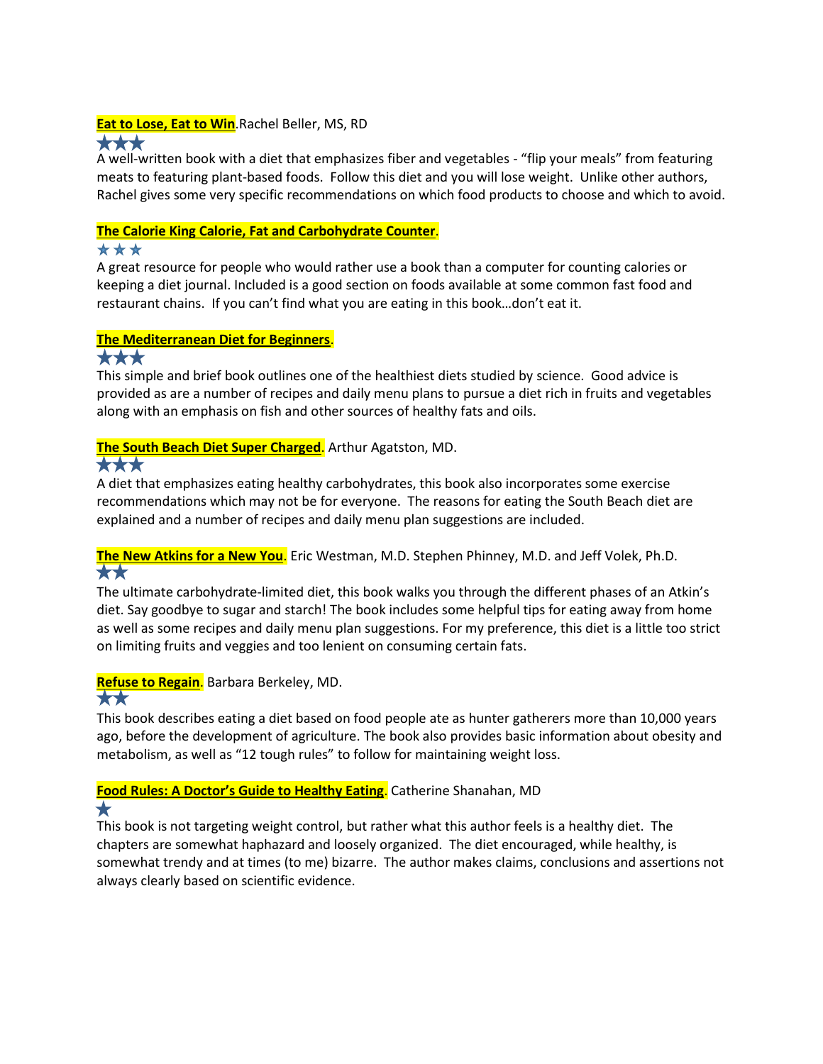**Eat to Lose, Eat to Win**. Rachel Beller, MS, RD

★★★

A well-written book with a diet that emphasizes fiber and vegetables - "flip your meals" from featuring meats to featuring plant-based foods. Follow this diet and you will lose weight. Unlike other authors, Rachel gives some very specific recommendations on which food products to choose and which to avoid.

**The Calorie King Calorie, Fat and Carbohydrate Counter**.

★★★

A great resource for people who would rather use a book than a computer for counting calories or keeping a diet journal. Included is a good section on foods available at some common fast food and restaurant chains. If you can't find what you are eating in this book…don't eat it.

**The Mediterranean Diet for Beginners**.

★★★

This simple and brief book outlines one of the healthiest diets studied by science. Good advice is provided as are a number of recipes and daily menu plans to pursue a diet rich in fruits and vegetables along with an emphasis on fish and other sources of healthy fats and oils.

**The South Beach Diet Super Charged**. Arthur Agatston, MD.

★★★

A diet that emphasizes eating healthy carbohydrates, this book also incorporates some exercise recommendations which may not be for everyone. The reasons for eating the South Beach diet are explained and a number of recipes and daily menu plan suggestions are included.

**The New Atkins for a New You**. Eric Westman, M.D. Stephen Phinney, M.D. and Jeff Volek, Ph.D.

★★

The ultimate carbohydrate-limited diet, this book walks you through the different phases of an Atkin's diet. Say goodbye to sugar and starch! The book includes some helpful tips for eating away from home as well as some recipes and daily menu plan suggestions. For my preference, this diet is a little too strict on limiting fruits and veggies and too lenient on consuming certain fats.

**Refuse to Regain**. Barbara Berkeley, MD.

★★

This book describes eating a diet based on food people ate as hunter gatherers more than 10,000 years ago, before the development of agriculture. The book also provides basic information about obesity and metabolism, as well as "12 tough rules" to follow for maintaining weight loss.

**Food Rules: A Doctor's Guide to Healthy Eating**. Catherine Shanahan, MD

★

This book is not targeting weight control, but rather what this author feels is a healthy diet. The chapters are somewhat haphazard and loosely organized. The diet encouraged, while healthy, is somewhat trendy and at times (to me) bizarre. The author makes claims, conclusions and assertions not always clearly based on scientific evidence.